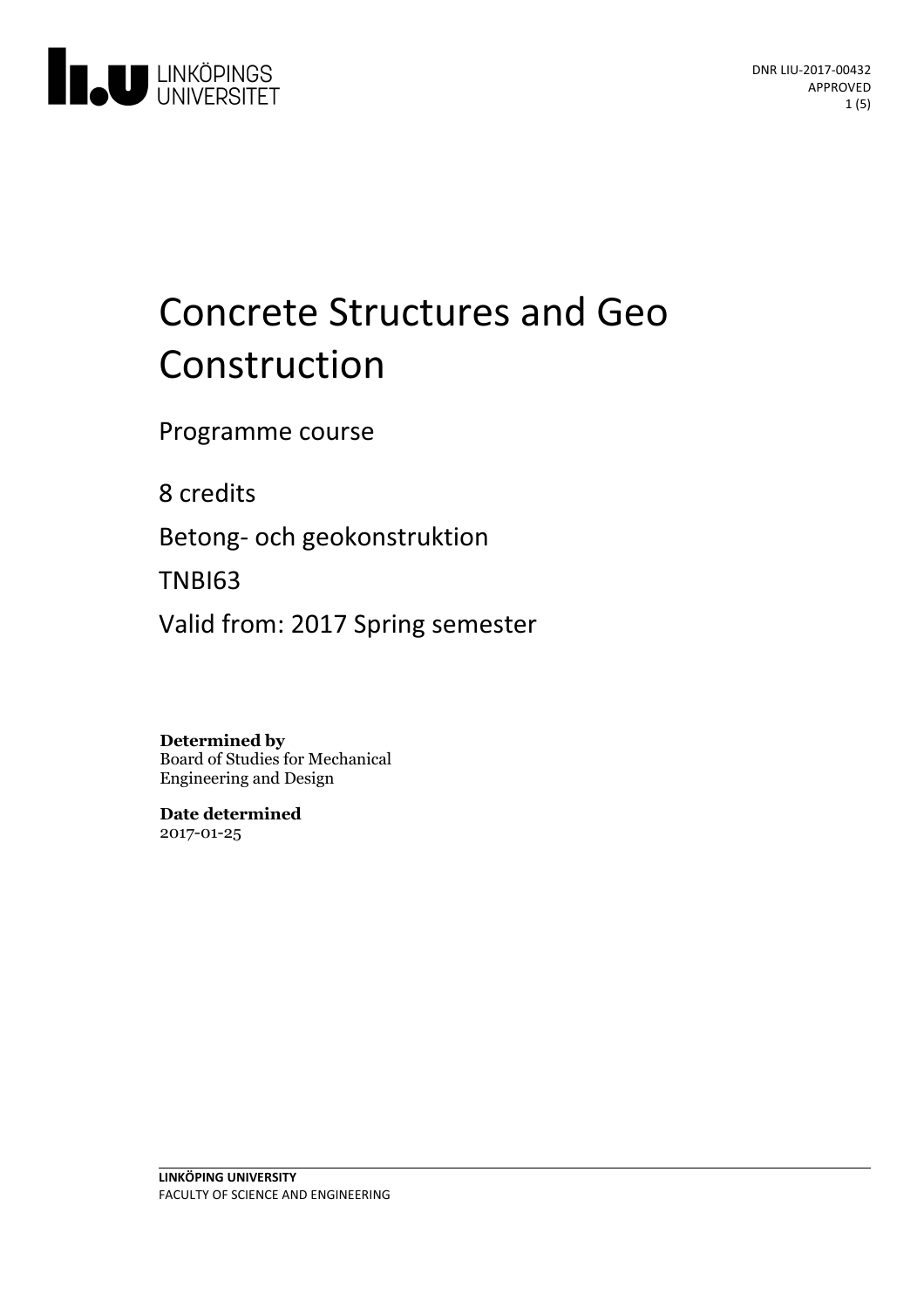DNR LIU-2017-00432
APPROVED

# Concrete Structures and Geo Construction

Programme course

8 credits

Betong- och geokonstruktion

TNBI63

Valid from: 2017 Spring semester

**Determined by**
Board of Studies for Mechanical Engineering and Design

**Date determined**
2017-01-25

**LINKÖPING UNIVERSITY**
FACULTY OF SCIENCE AND ENGINEERING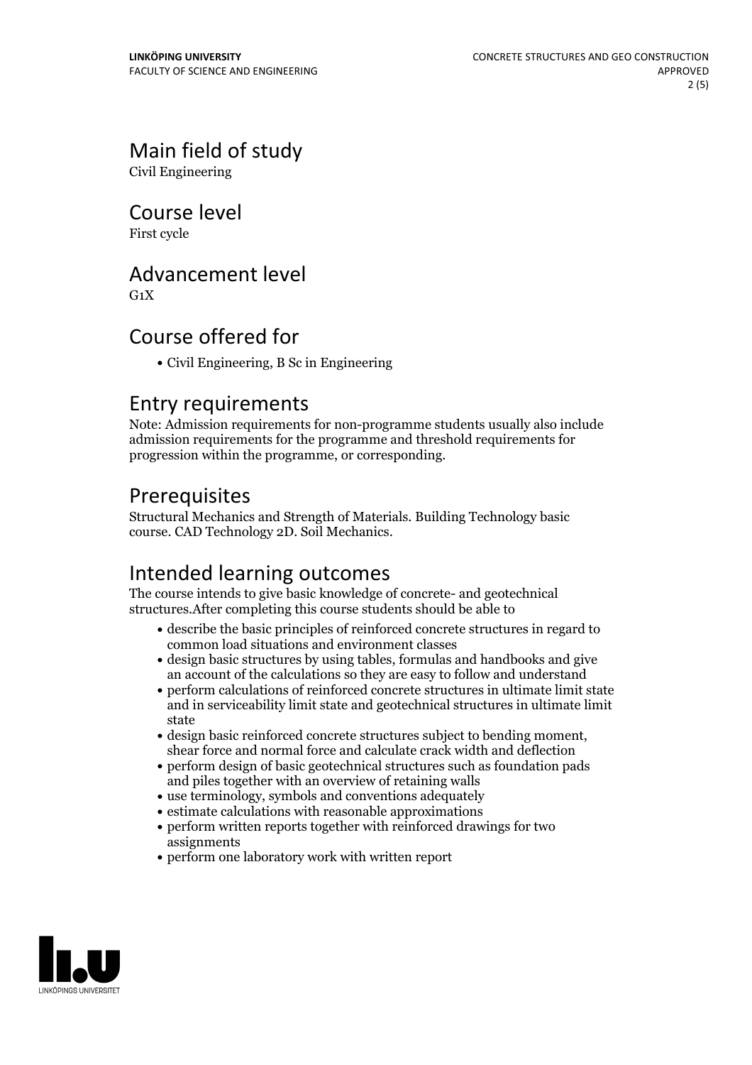## Main field of study

Civil Engineering

## Course level

First cycle

## Advancement level

G1X

## Course offered for

- Civil Engineering, B Sc in Engineering

## Entry requirements

Note: Admission requirements for non-programme students usually also include admission requirements for the programme and threshold requirements for progression within the programme, or corresponding.

## Prerequisites

Structural Mechanics and Strength of Materials. Building Technology basic course. CAD Technology 2D. Soil Mechanics.

## Intended learning outcomes

The course intends to give basic knowledge of concrete- and geotechnical structures.After completing this course students should be able to

- describe the basic principles of reinforced concrete structures in regard to common load situations and environment classes
- design basic structures by using tables, formulas and handbooks and give an account of the calculations so they are easy to follow and understand
- perform calculations of reinforced concrete structures in ultimate limit state and in serviceability limit state and geotechnical structures in ultimate limit state
- design basic reinforced concrete structures subject to bending moment, shear force and normal force and calculate crack width and deflection
- perform design of basic geotechnical structures such as foundation pads and piles together with an overview of retaining walls
- use terminology, symbols and conventions adequately
- estimate calculations with reasonable approximations
- perform written reports together with reinforced drawings for two assignments
- perform one laboratory work with written report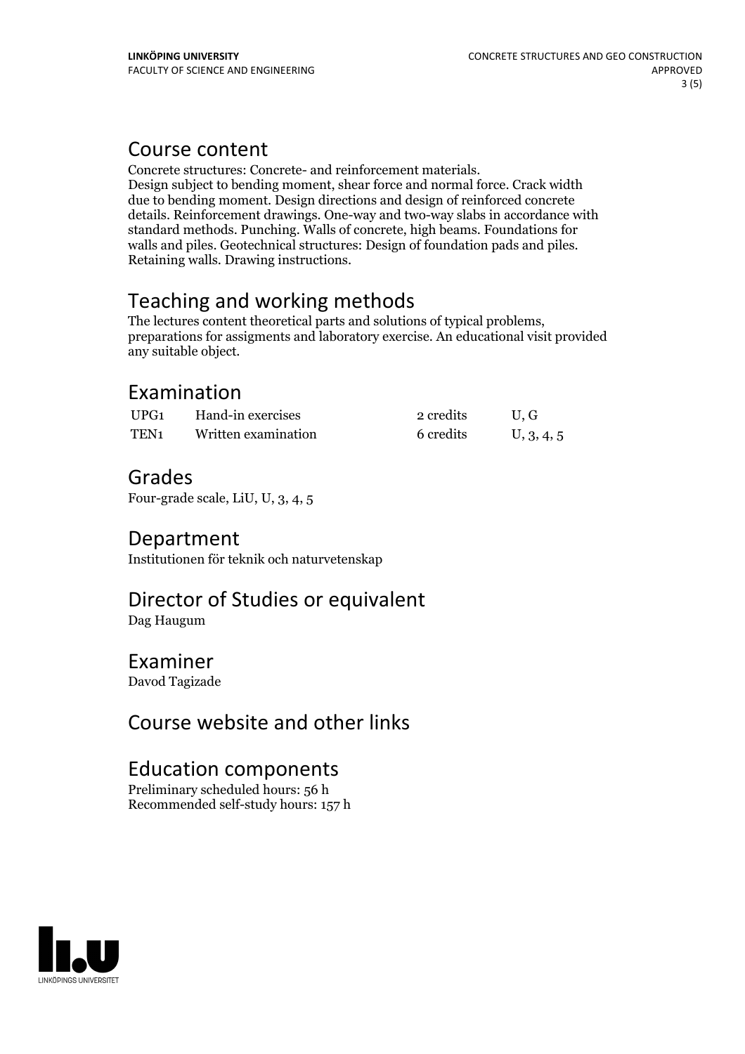## Course content

Concrete structures: Concrete- and reinforcement materials.
Design subject to bending moment, shear force and normal force. Crack width due to bending moment. Design directions and design of reinforced concrete details. Reinforcement drawings. One-way and two-way slabs in accordance with standard methods. Punching. Walls of concrete, high beams. Foundations for walls and piles. Geotechnical structures: Design of foundation pads and piles. Retaining walls. Drawing instructions.

## Teaching and working methods

The lectures content theoretical parts and solutions of typical problems, preparations for assigments and laboratory exercise. An educational visit provided any suitable object.

## Examination

| | | | |
|---|---|---|---|
| UPG1 | Hand-in exercises | 2 credits | U, G |
| TEN1 | Written examination | 6 credits | U, 3, 4, 5 |

## Grades

Four-grade scale, LiU, U, 3, 4, 5

## Department

Institutionen för teknik och naturvetenskap

## Director of Studies or equivalent

Dag Haugum

## Examiner

Davod Tagizade

## Course website and other links

## Education components

Preliminary scheduled hours: 56 h
Recommended self-study hours: 157 h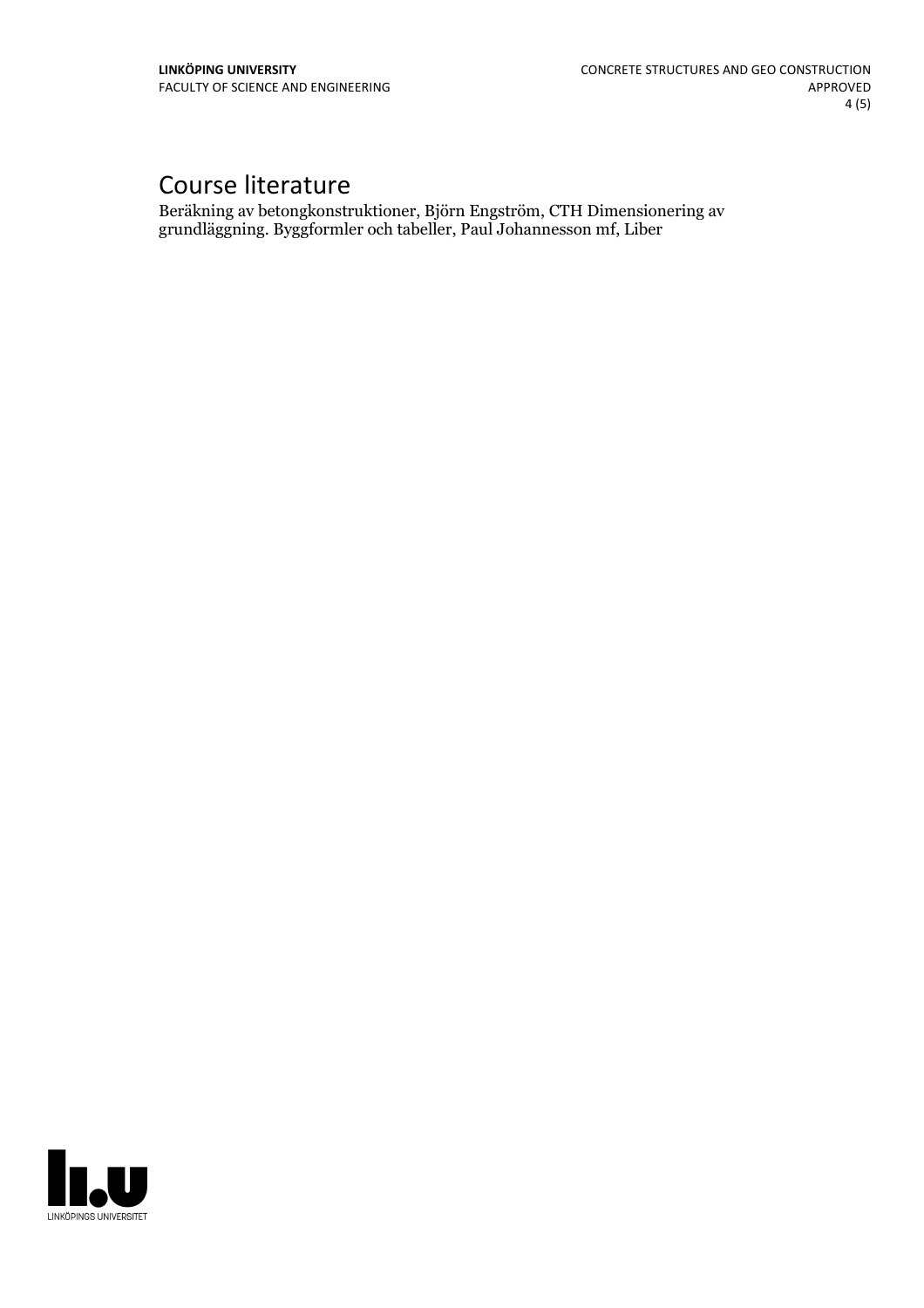# Course literature

Beräkning av betongkonstruktioner, Björn Engström, CTH Dimensionering av grundläggning. Byggformler och tabeller, Paul Johannesson mf, Liber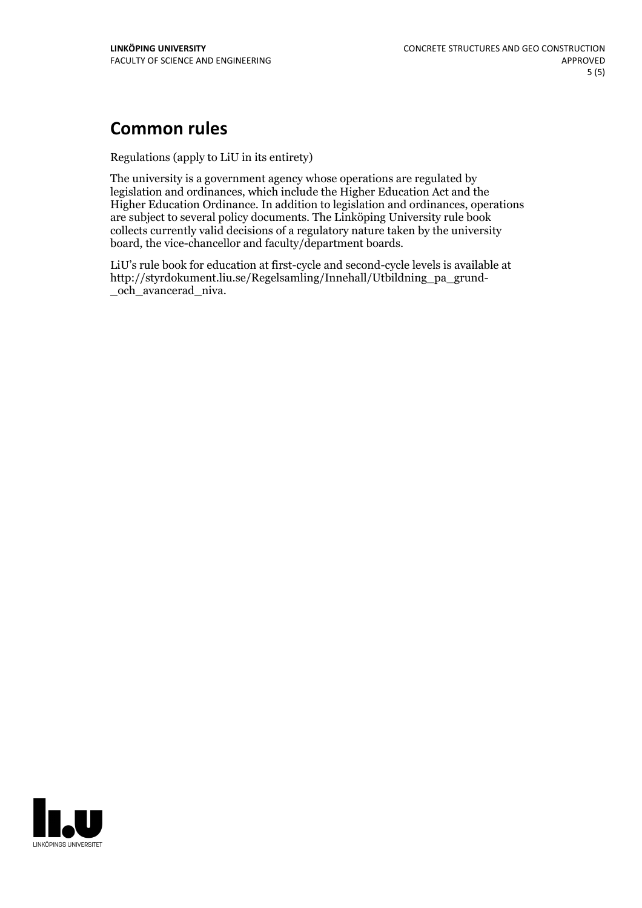## Common rules

Regulations (apply to LiU in its entirety)

The university is a government agency whose operations are regulated by legislation and ordinances, which include the Higher Education Act and the Higher Education Ordinance. In addition to legislation and ordinances, operations are subject to several policy documents. The Linköping University rule book collects currently valid decisions of a regulatory nature taken by the university board, the vice-chancellor and faculty/department boards.

LiU's rule book for education at first-cycle and second-cycle levels is available at http://styrdokument.liu.se/Regelsamling/Innehall/Utbildning_pa_grund-_och_avancerad_niva.